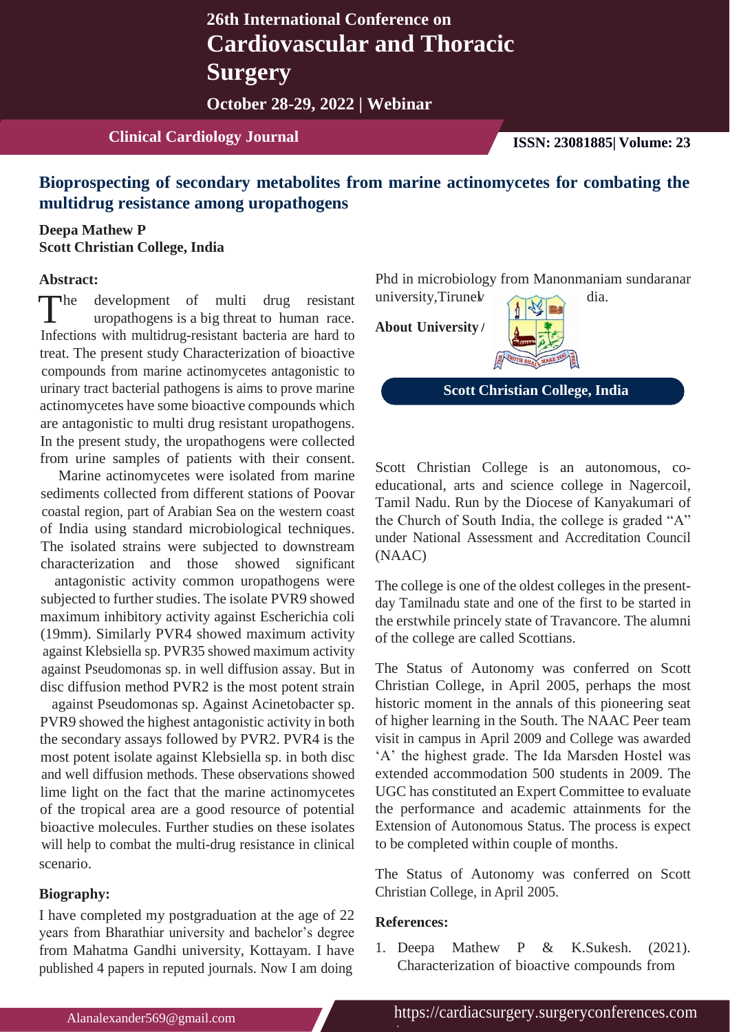# 26th International Conference on Cardiovascular and Thoracic Surgery

**October 28-29, 2022 | Webinar**

**Clinical Cardiology Journal** **ISSN: 23081885| Volume: 23**

## Bioprospecting of secondary metabolites from marine actinomycetes for combating the multidrug resistance among uropathogens

**Deepa Mathew P**
**Scott Christian College, India**

### Abstract:

The development of multi drug resistant uropathogens is a big threat to human race. Infections with multidrug-resistant bacteria are hard to treat. The present study Characterization of bioactive compounds from marine actinomycetes antagonistic to urinary tract bacterial pathogens is aims to prove marine actinomycetes have some bioactive compounds which are antagonistic to multi drug resistant uropathogens. In the present study, the uropathogens were collected from urine samples of patients with their consent. Marine actinomycetes were isolated from marine sediments collected from different stations of Poovar coastal region, part of Arabian Sea on the western coast of India using standard microbiological techniques. The isolated strains were subjected to downstream characterization and those showed significant antagonistic activity common uropathogens were subjected to further studies. The isolate PVR9 showed maximum inhibitory activity against Escherichia coli (19mm). Similarly PVR4 showed maximum activity against Klebsiella sp. PVR35 showed maximum activity against Pseudomonas sp. in well diffusion assay. But in disc diffusion method PVR2 is the most potent strain against Pseudomonas sp. Against Acinetobacter sp. PVR9 showed the highest antagonistic activity in both the secondary assays followed by PVR2. PVR4 is the most potent isolate against Klebsiella sp. in both disc and well diffusion methods. These observations showed lime light on the fact that the marine actinomycetes of the tropical area are a good resource of potential bioactive molecules. Further studies on these isolates will help to combat the multi-drug resistance in clinical scenario.

### Biography:

I have completed my postgraduation at the age of 22 years from Bharathiar university and bachelor's degree from Mahatma Gandhi university, Kottayam. I have published 4 papers in reputed journals. Now I am doing Phd in microbiology from Manonmaniam sundaranar university,Tirunelveli, India.

### About University

**Scott Christian College, India**

Scott Christian College is an autonomous, co-educational, arts and science college in Nagercoil, Tamil Nadu. Run by the Diocese of Kanyakumari of the Church of South India, the college is graded "A" under National Assessment and Accreditation Council (NAAC)

The college is one of the oldest colleges in the present-day Tamilnadu state and one of the first to be started in the erstwhile princely state of Travancore. The alumni of the college are called Scottians.

The Status of Autonomy was conferred on Scott Christian College, in April 2005, perhaps the most historic moment in the annals of this pioneering seat of higher learning in the South. The NAAC Peer team visit in campus in April 2009 and College was awarded 'A' the highest grade. The Ida Marsden Hostel was extended accommodation 500 students in 2009. The UGC has constituted an Expert Committee to evaluate the performance and academic attainments for the Extension of Autonomous Status. The process is expect to be completed within couple of months.

The Status of Autonomy was conferred on Scott Christian College, in April 2005.

### References:

1. Deepa Mathew P & K.Sukesh. (2021). Characterization of bioactive compounds from

Alanalexander569@gmail.com https://cardiacsurgery.surgeryconferences.com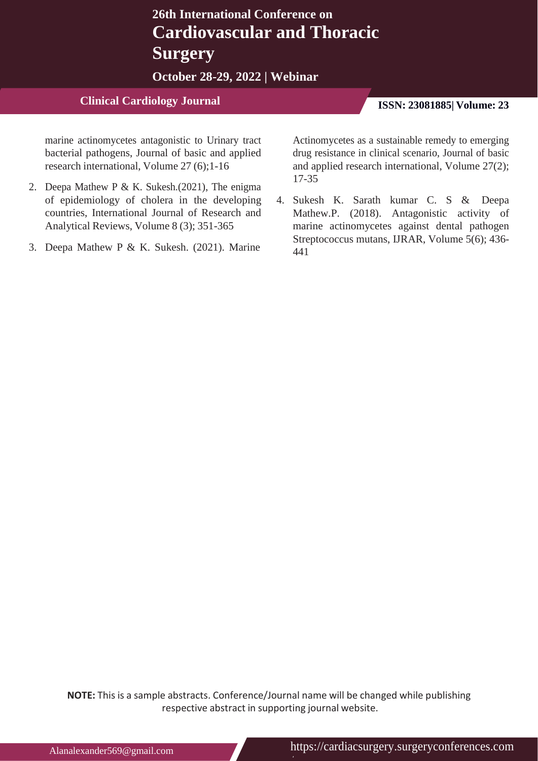marine actinomycetes antagonistic to Urinary tract bacterial pathogens, Journal of basic and applied research international, Volume 27 (6);1-16

2. Deepa Mathew P & K. Sukesh.(2021), The enigma of epidemiology of cholera in the developing countries, International Journal of Research and Analytical Reviews, Volume 8 (3); 351-365
3. Deepa Mathew P & K. Sukesh. (2021). Marine Actinomycetes as a sustainable remedy to emerging drug resistance in clinical scenario, Journal of basic and applied research international, Volume 27(2); 17-35
4. Sukesh K. Sarath kumar C. S & Deepa Mathew.P. (2018). Antagonistic activity of marine actinomycetes against dental pathogen Streptococcus mutans, IJRAR, Volume 5(6); 436-441

**NOTE:** This is a sample abstracts. Conference/Journal name will be changed while publishing respective abstract in supporting journal website.